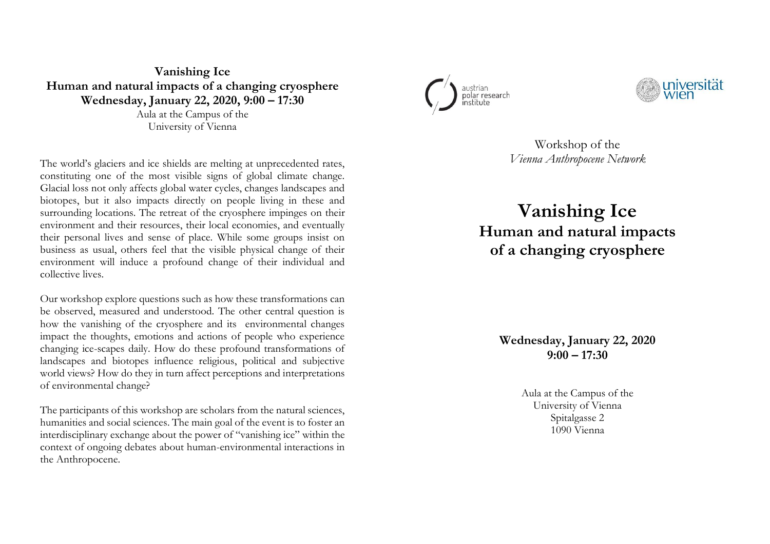**Vanishing Ice**
**Human and natural impacts of a changing cryosphere**
**Wednesday, January 22, 2020, 9:00 – 17:30**
Aula at the Campus of the
University of Vienna

The world's glaciers and ice shields are melting at unprecedented rates, constituting one of the most visible signs of global climate change. Glacial loss not only affects global water cycles, changes landscapes and biotopes, but it also impacts directly on people living in these and surrounding locations. The retreat of the cryosphere impinges on their environment and their resources, their local economies, and eventually their personal lives and sense of place. While some groups insist on business as usual, others feel that the visible physical change of their environment will induce a profound change of their individual and collective lives.

Our workshop explore questions such as how these transformations can be observed, measured and understood. The other central question is how the vanishing of the cryosphere and its environmental changes impact the thoughts, emotions and actions of people who experience changing ice-scapes daily. How do these profound transformations of landscapes and biotopes influence religious, political and subjective world views? How do they in turn affect perceptions and interpretations of environmental change?

The participants of this workshop are scholars from the natural sciences, humanities and social sciences. The main goal of the event is to foster an interdisciplinary exchange about the power of "vanishing ice" within the context of ongoing debates about human-environmental interactions in the Anthropocene.

austrian polar research institute

universität wien

Workshop of the
*Vienna Anthropocene Network*

# Vanishing Ice
## Human and natural impacts of a changing cryosphere

**Wednesday, January 22, 2020**
**9:00 – 17:30**

Aula at the Campus of the
University of Vienna
Spitalgasse 2
1090 Vienna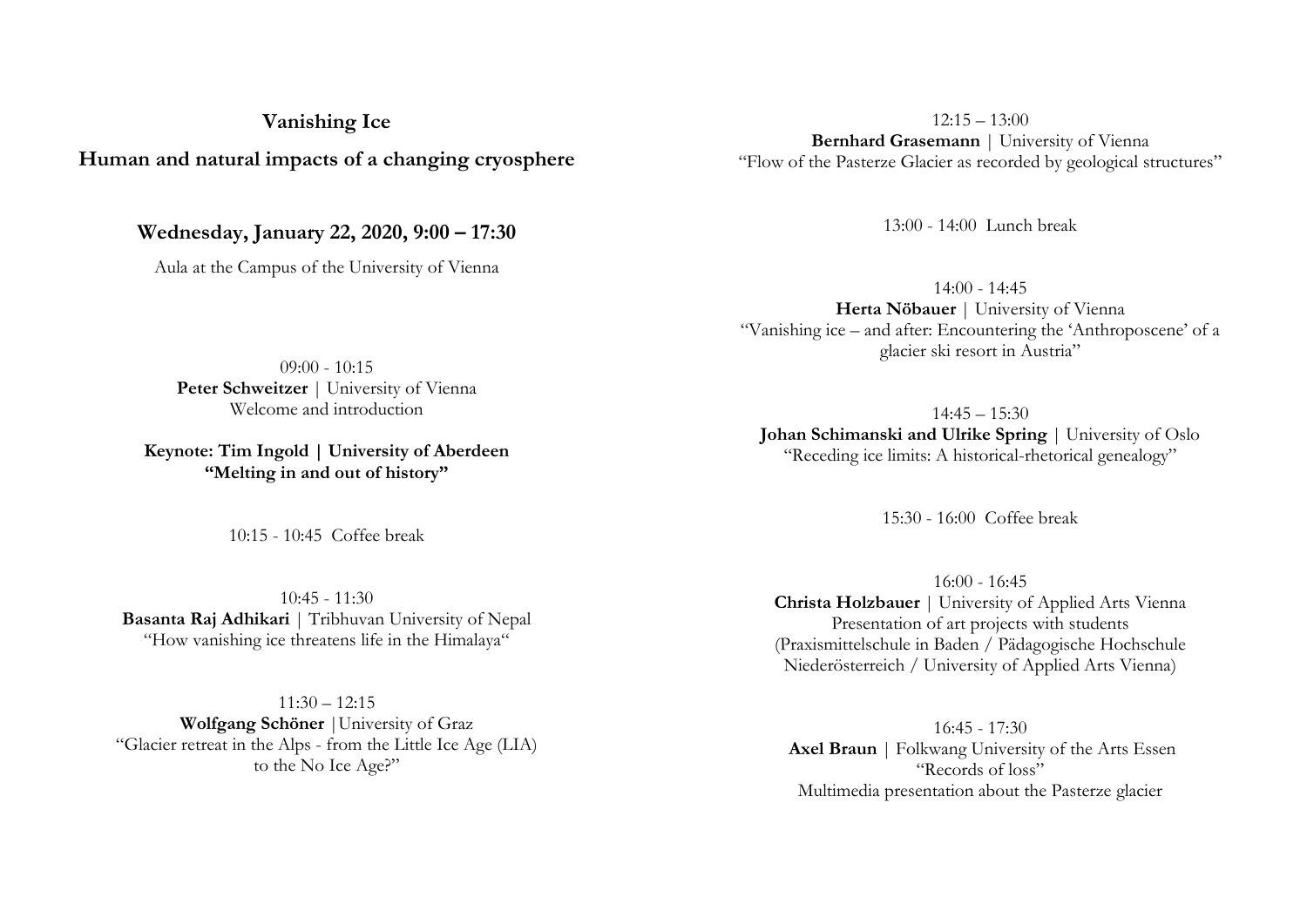**Vanishing Ice**

**Human and natural impacts of a changing cryosphere**

**Wednesday, January 22, 2020, 9:00 – 17:30**

Aula at the Campus of the University of Vienna

09:00 - 10:15
**Peter Schweitzer** | University of Vienna
Welcome and introduction

**Keynote: Tim Ingold | University of Aberdeen**
**"Melting in and out of history"**

10:15 - 10:45 Coffee break

10:45 - 11:30
**Basanta Raj Adhikari** | Tribhuvan University of Nepal
"How vanishing ice threatens life in the Himalaya"

11:30 – 12:15
**Wolfgang Schöner** | University of Graz
"Glacier retreat in the Alps - from the Little Ice Age (LIA) to the No Ice Age?"

12:15 – 13:00
**Bernhard Grasemann** | University of Vienna
"Flow of the Pasterze Glacier as recorded by geological structures"

13:00 - 14:00 Lunch break

14:00 - 14:45
**Herta Nöbauer** | University of Vienna
"Vanishing ice – and after: Encountering the 'Anthroposcene' of a glacier ski resort in Austria"

14:45 – 15:30
**Johan Schimanski and Ulrike Spring** | University of Oslo
"Receding ice limits: A historical-rhetorical genealogy"

15:30 - 16:00 Coffee break

16:00 - 16:45
**Christa Holzbauer** | University of Applied Arts Vienna
Presentation of art projects with students
(Praxismittelschule in Baden / Pädagogische Hochschule Niederösterreich / University of Applied Arts Vienna)

16:45 - 17:30
**Axel Braun** | Folkwang University of the Arts Essen
"Records of loss"
Multimedia presentation about the Pasterze glacier